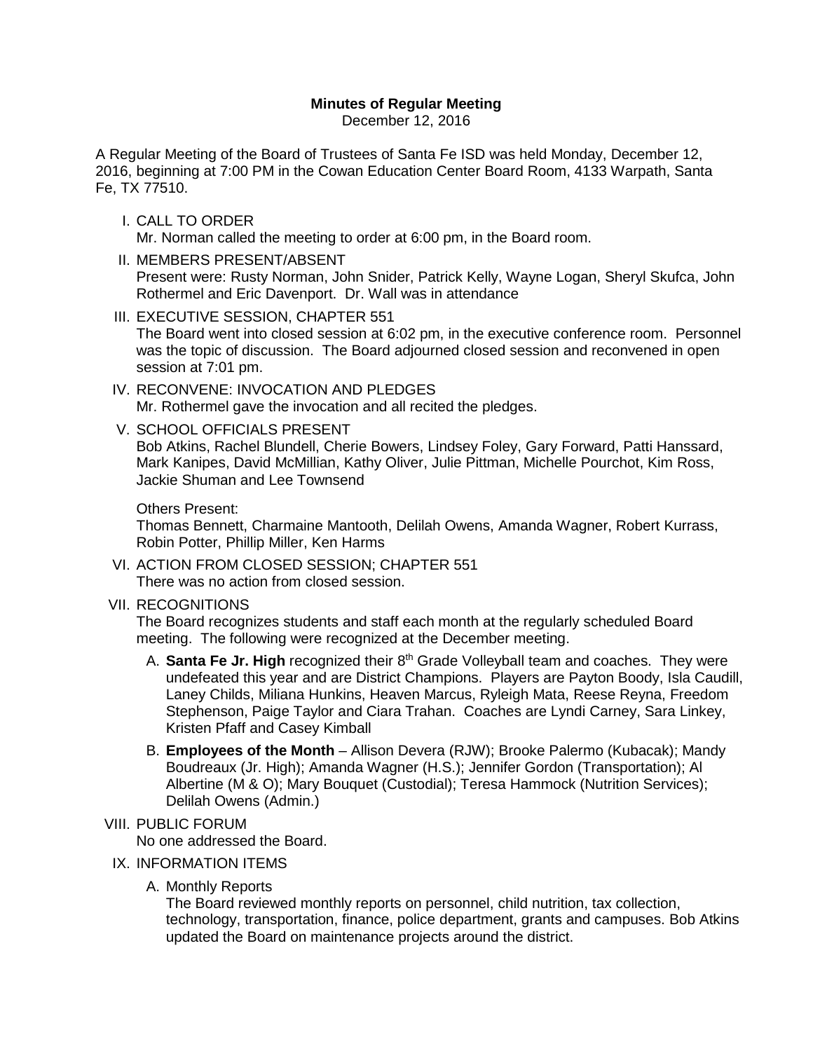# Minutes of Regular Meeting

December 12, 2016

A Regular Meeting of the Board of Trustees of Santa Fe ISD was held Monday, December 12, 2016, beginning at 7:00 PM in the Cowan Education Center Board Room, 4133 Warpath, Santa Fe, TX 77510.

I. CALL TO ORDER
Mr. Norman called the meeting to order at 6:00 pm, in the Board room.

II. MEMBERS PRESENT/ABSENT
Present were: Rusty Norman, John Snider, Patrick Kelly, Wayne Logan, Sheryl Skufca, John Rothermel and Eric Davenport. Dr. Wall was in attendance

III. EXECUTIVE SESSION, CHAPTER 551
The Board went into closed session at 6:02 pm, in the executive conference room. Personnel was the topic of discussion. The Board adjourned closed session and reconvened in open session at 7:01 pm.

IV. RECONVENE: INVOCATION AND PLEDGES
Mr. Rothermel gave the invocation and all recited the pledges.

V. SCHOOL OFFICIALS PRESENT
Bob Atkins, Rachel Blundell, Cherie Bowers, Lindsey Foley, Gary Forward, Patti Hanssard, Mark Kanipes, David McMillian, Kathy Oliver, Julie Pittman, Michelle Pourchot, Kim Ross, Jackie Shuman and Lee Townsend

Others Present:
Thomas Bennett, Charmaine Mantooth, Delilah Owens, Amanda Wagner, Robert Kurrass, Robin Potter, Phillip Miller, Ken Harms

VI. ACTION FROM CLOSED SESSION; CHAPTER 551
There was no action from closed session.

VII. RECOGNITIONS
The Board recognizes students and staff each month at the regularly scheduled Board meeting. The following were recognized at the December meeting.

A. **Santa Fe Jr. High** recognized their 8th Grade Volleyball team and coaches. They were undefeated this year and are District Champions. Players are Payton Boody, Isla Caudill, Laney Childs, Miliana Hunkins, Heaven Marcus, Ryleigh Mata, Reese Reyna, Freedom Stephenson, Paige Taylor and Ciara Trahan. Coaches are Lyndi Carney, Sara Linkey, Kristen Pfaff and Casey Kimball

B. **Employees of the Month** – Allison Devera (RJW); Brooke Palermo (Kubacak); Mandy Boudreaux (Jr. High); Amanda Wagner (H.S.); Jennifer Gordon (Transportation); Al Albertine (M & O); Mary Bouquet (Custodial); Teresa Hammock (Nutrition Services); Delilah Owens (Admin.)

VIII. PUBLIC FORUM
No one addressed the Board.

IX. INFORMATION ITEMS

A. Monthly Reports
The Board reviewed monthly reports on personnel, child nutrition, tax collection, technology, transportation, finance, police department, grants and campuses. Bob Atkins updated the Board on maintenance projects around the district.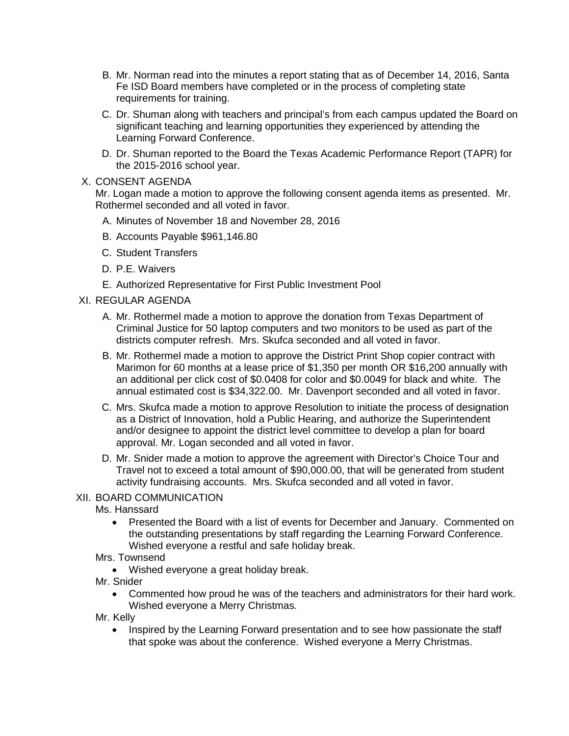B. Mr. Norman read into the minutes a report stating that as of December 14, 2016, Santa Fe ISD Board members have completed or in the process of completing state requirements for training.

C. Dr. Shuman along with teachers and principal's from each campus updated the Board on significant teaching and learning opportunities they experienced by attending the Learning Forward Conference.

D. Dr. Shuman reported to the Board the Texas Academic Performance Report (TAPR) for the 2015-2016 school year.

X. CONSENT AGENDA

Mr. Logan made a motion to approve the following consent agenda items as presented. Mr. Rothermel seconded and all voted in favor.

A. Minutes of November 18 and November 28, 2016

B. Accounts Payable $961,146.80

C. Student Transfers

D. P.E. Waivers

E. Authorized Representative for First Public Investment Pool

XI. REGULAR AGENDA

A. Mr. Rothermel made a motion to approve the donation from Texas Department of Criminal Justice for 50 laptop computers and two monitors to be used as part of the districts computer refresh. Mrs. Skufca seconded and all voted in favor.

B. Mr. Rothermel made a motion to approve the District Print Shop copier contract with Marimon for 60 months at a lease price of $1,350 per month OR $16,200 annually with an additional per click cost of $0.0408 for color and $0.0049 for black and white. The annual estimated cost is $34,322.00. Mr. Davenport seconded and all voted in favor.

C. Mrs. Skufca made a motion to approve Resolution to initiate the process of designation as a District of Innovation, hold a Public Hearing, and authorize the Superintendent and/or designee to appoint the district level committee to develop a plan for board approval. Mr. Logan seconded and all voted in favor.

D. Mr. Snider made a motion to approve the agreement with Director's Choice Tour and Travel not to exceed a total amount of $90,000.00, that will be generated from student activity fundraising accounts. Mrs. Skufca seconded and all voted in favor.

XII. BOARD COMMUNICATION

Ms. Hanssard

- Presented the Board with a list of events for December and January. Commented on the outstanding presentations by staff regarding the Learning Forward Conference. Wished everyone a restful and safe holiday break.

Mrs. Townsend

- Wished everyone a great holiday break.

Mr. Snider

- Commented how proud he was of the teachers and administrators for their hard work. Wished everyone a Merry Christmas.

Mr. Kelly

- Inspired by the Learning Forward presentation and to see how passionate the staff that spoke was about the conference. Wished everyone a Merry Christmas.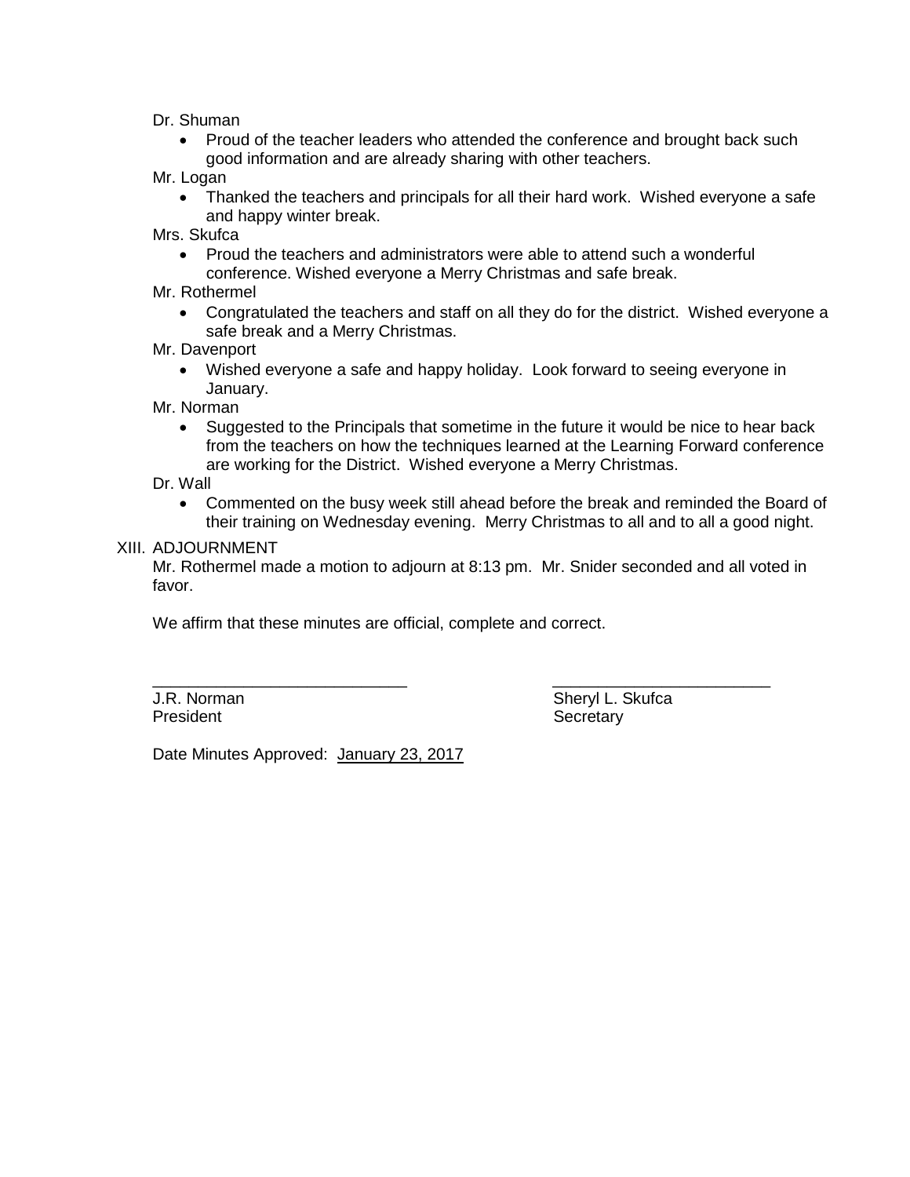Dr. Shuman

- Proud of the teacher leaders who attended the conference and brought back such good information and are already sharing with other teachers.

Mr. Logan

- Thanked the teachers and principals for all their hard work. Wished everyone a safe and happy winter break.

Mrs. Skufca

- Proud the teachers and administrators were able to attend such a wonderful conference. Wished everyone a Merry Christmas and safe break.

Mr. Rothermel

- Congratulated the teachers and staff on all they do for the district. Wished everyone a safe break and a Merry Christmas.

Mr. Davenport

- Wished everyone a safe and happy holiday. Look forward to seeing everyone in January.

Mr. Norman

- Suggested to the Principals that sometime in the future it would be nice to hear back from the teachers on how the techniques learned at the Learning Forward conference are working for the District. Wished everyone a Merry Christmas.

Dr. Wall

- Commented on the busy week still ahead before the break and reminded the Board of their training on Wednesday evening. Merry Christmas to all and to all a good night.

XIII. ADJOURNMENT

Mr. Rothermel made a motion to adjourn at 8:13 pm. Mr. Snider seconded and all voted in favor.

We affirm that these minutes are official, complete and correct.

\_\_\_\_\_\_\_\_\_\_\_\_\_\_\_\_\_\_\_\_\_\_\_\_\_\_\_\_
J.R. Norman
President

\_\_\_\_\_\_\_\_\_\_\_\_\_\_\_\_\_\_\_\_\_\_\_\_\_\_\_\_
Sheryl L. Skufca
Secretary

Date Minutes Approved: January 23, 2017